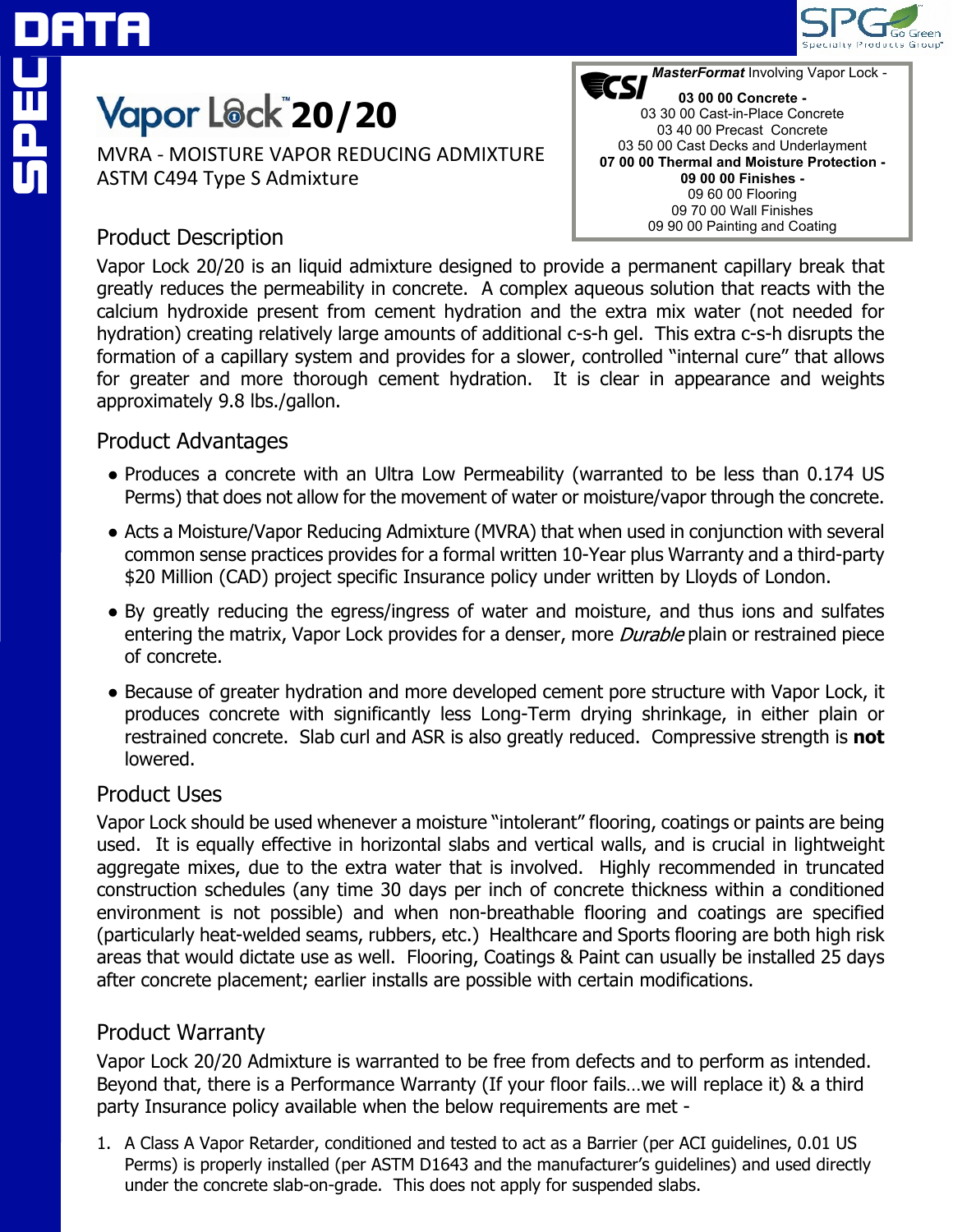# Vapor Lock™ 20/20

MVRA - MOISTURE VAPOR REDUCING ADMIXTURE
ASTM C494 Type S Admixture

**CSI** *MasterFormat* Involving Vapor Lock -

**03 00 00 Concrete -**
03 30 00 Cast-in-Place Concrete
03 40 00 Precast Concrete
03 50 00 Cast Decks and Underlayment
**07 00 00 Thermal and Moisture Protection -**
**09 00 00 Finishes -**
09 60 00 Flooring
09 70 00 Wall Finishes
09 90 00 Painting and Coating

## Product Description

Vapor Lock 20/20 is an liquid admixture designed to provide a permanent capillary break that greatly reduces the permeability in concrete. A complex aqueous solution that reacts with the calcium hydroxide present from cement hydration and the extra mix water (not needed for hydration) creating relatively large amounts of additional c-s-h gel. This extra c-s-h disrupts the formation of a capillary system and provides for a slower, controlled "internal cure" that allows for greater and more thorough cement hydration. It is clear in appearance and weights approximately 9.8 lbs./gallon.

## Product Advantages

- Produces a concrete with an Ultra Low Permeability (warranted to be less than 0.174 US Perms) that does not allow for the movement of water or moisture/vapor through the concrete.
- Acts a Moisture/Vapor Reducing Admixture (MVRA) that when used in conjunction with several common sense practices provides for a formal written 10-Year plus Warranty and a third-party $20 Million (CAD) project specific Insurance policy under written by Lloyds of London.
- By greatly reducing the egress/ingress of water and moisture, and thus ions and sulfates entering the matrix, Vapor Lock provides for a denser, more *Durable* plain or restrained piece of concrete.
- Because of greater hydration and more developed cement pore structure with Vapor Lock, it produces concrete with significantly less Long-Term drying shrinkage, in either plain or restrained concrete. Slab curl and ASR is also greatly reduced. Compressive strength is **not** lowered.

## Product Uses

Vapor Lock should be used whenever a moisture "intolerant" flooring, coatings or paints are being used. It is equally effective in horizontal slabs and vertical walls, and is crucial in lightweight aggregate mixes, due to the extra water that is involved. Highly recommended in truncated construction schedules (any time 30 days per inch of concrete thickness within a conditioned environment is not possible) and when non-breathable flooring and coatings are specified (particularly heat-welded seams, rubbers, etc.) Healthcare and Sports flooring are both high risk areas that would dictate use as well. Flooring, Coatings & Paint can usually be installed 25 days after concrete placement; earlier installs are possible with certain modifications.

## Product Warranty

Vapor Lock 20/20 Admixture is warranted to be free from defects and to perform as intended. Beyond that, there is a Performance Warranty (If your floor fails…we will replace it) & a third party Insurance policy available when the below requirements are met -

1. A Class A Vapor Retarder, conditioned and tested to act as a Barrier (per ACI guidelines, 0.01 US Perms) is properly installed (per ASTM D1643 and the manufacturer's guidelines) and used directly under the concrete slab-on-grade. This does not apply for suspended slabs.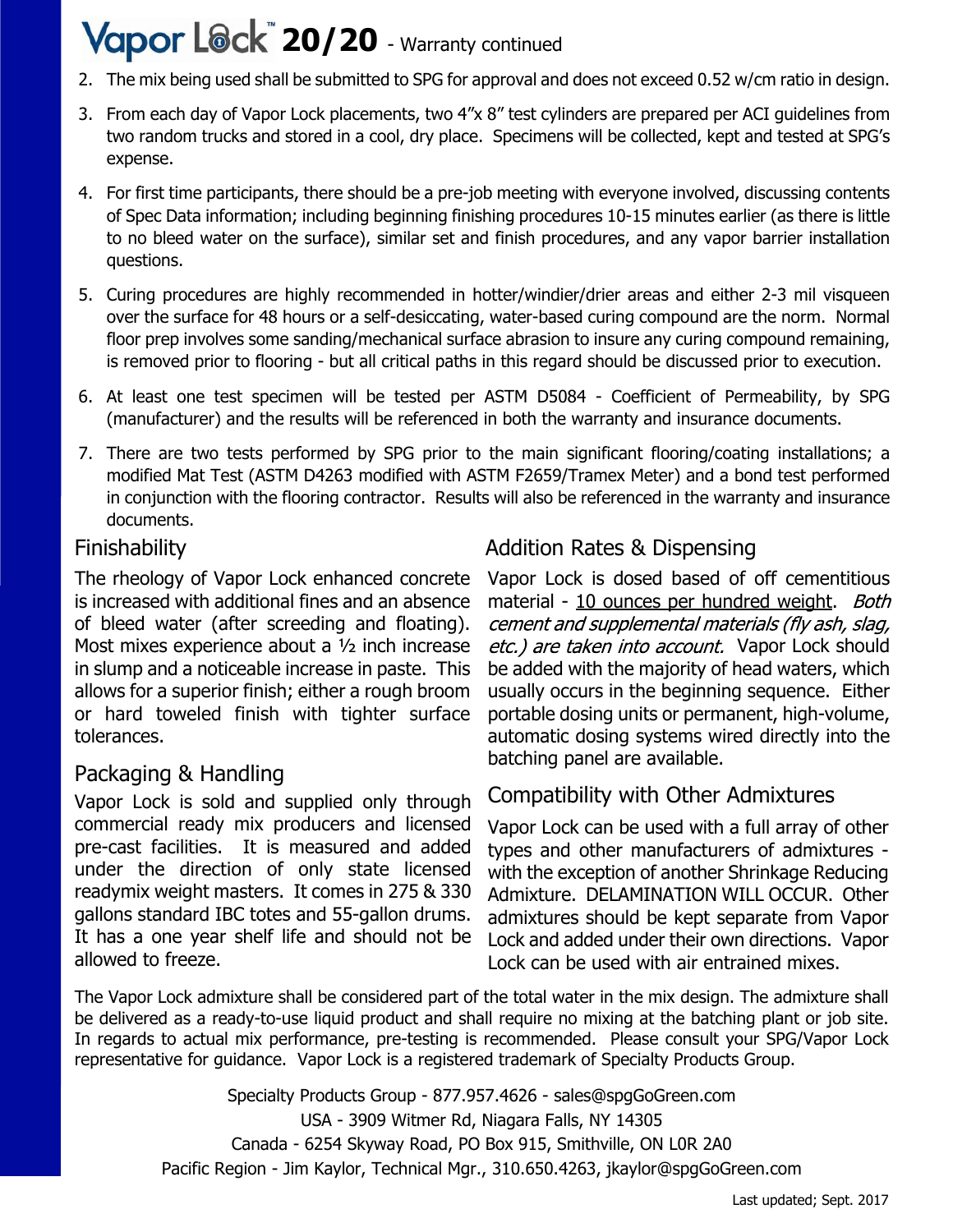# Vapor Lock™ 20/20 - Warranty continued

2. The mix being used shall be submitted to SPG for approval and does not exceed 0.52 w/cm ratio in design.
3. From each day of Vapor Lock placements, two 4"x 8" test cylinders are prepared per ACI guidelines from two random trucks and stored in a cool, dry place. Specimens will be collected, kept and tested at SPG's expense.
4. For first time participants, there should be a pre-job meeting with everyone involved, discussing contents of Spec Data information; including beginning finishing procedures 10-15 minutes earlier (as there is little to no bleed water on the surface), similar set and finish procedures, and any vapor barrier installation questions.
5. Curing procedures are highly recommended in hotter/windier/drier areas and either 2-3 mil visqueen over the surface for 48 hours or a self-desiccating, water-based curing compound are the norm. Normal floor prep involves some sanding/mechanical surface abrasion to insure any curing compound remaining, is removed prior to flooring - but all critical paths in this regard should be discussed prior to execution.
6. At least one test specimen will be tested per ASTM D5084 - Coefficient of Permeability, by SPG (manufacturer) and the results will be referenced in both the warranty and insurance documents.
7. There are two tests performed by SPG prior to the main significant flooring/coating installations; a modified Mat Test (ASTM D4263 modified with ASTM F2659/Tramex Meter) and a bond test performed in conjunction with the flooring contractor. Results will also be referenced in the warranty and insurance documents.

## Finishability

The rheology of Vapor Lock enhanced concrete is increased with additional fines and an absence of bleed water (after screeding and floating). Most mixes experience about a ½ inch increase in slump and a noticeable increase in paste. This allows for a superior finish; either a rough broom or hard toweled finish with tighter surface tolerances.

## Packaging & Handling

Vapor Lock is sold and supplied only through commercial ready mix producers and licensed pre-cast facilities. It is measured and added under the direction of only state licensed readymix weight masters. It comes in 275 & 330 gallons standard IBC totes and 55-gallon drums. It has a one year shelf life and should not be allowed to freeze.

## Addition Rates & Dispensing

Vapor Lock is dosed based of off cementitious material - 10 ounces per hundred weight. *Both cement and supplemental materials (fly ash, slag, etc.) are taken into account.* Vapor Lock should be added with the majority of head waters, which usually occurs in the beginning sequence. Either portable dosing units or permanent, high-volume, automatic dosing systems wired directly into the batching panel are available.

## Compatibility with Other Admixtures

Vapor Lock can be used with a full array of other types and other manufacturers of admixtures - with the exception of another Shrinkage Reducing Admixture. DELAMINATION WILL OCCUR. Other admixtures should be kept separate from Vapor Lock and added under their own directions. Vapor Lock can be used with air entrained mixes.

The Vapor Lock admixture shall be considered part of the total water in the mix design. The admixture shall be delivered as a ready-to-use liquid product and shall require no mixing at the batching plant or job site. In regards to actual mix performance, pre-testing is recommended. Please consult your SPG/Vapor Lock representative for guidance. Vapor Lock is a registered trademark of Specialty Products Group.

Specialty Products Group - 877.957.4626 - sales@spgGoGreen.com
USA - 3909 Witmer Rd, Niagara Falls, NY 14305
Canada - 6254 Skyway Road, PO Box 915, Smithville, ON L0R 2A0
Pacific Region - Jim Kaylor, Technical Mgr., 310.650.4263, jkaylor@spgGoGreen.com

Last updated; Sept. 2017